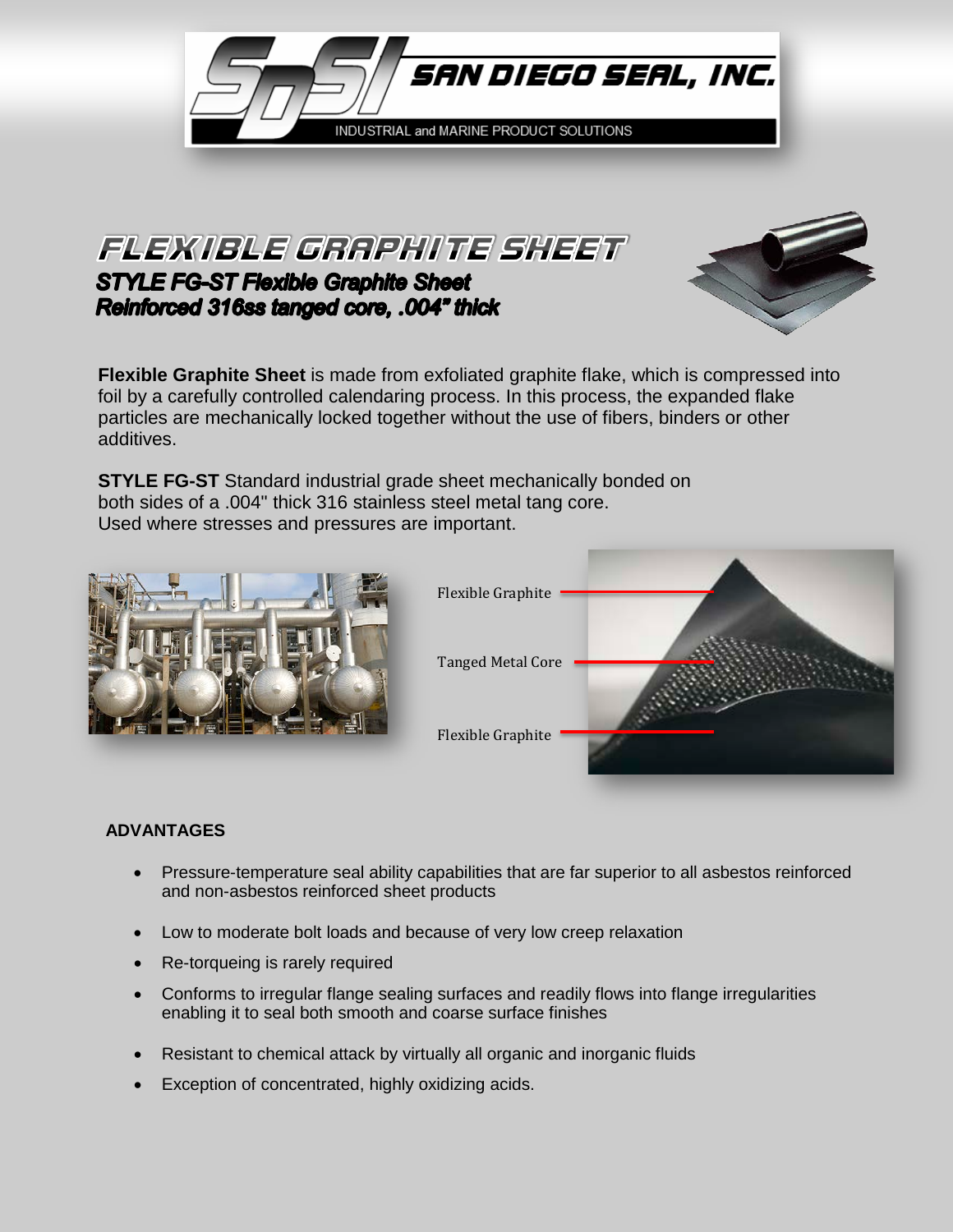SAN DIEGO SEAL, INC.

INDUSTRIAL and MARINE PRODUCT SOLUTIONS

# FLEXIBLE GRAPHITE SHEET

***STYLE FG-ST Flexible Graphite Sheet***
***Reinforced 316ss tanged core, .004" thick***

**Flexible Graphite Sheet** is made from exfoliated graphite flake, which is compressed into foil by a carefully controlled calendaring process. In this process, the expanded flake particles are mechanically locked together without the use of fibers, binders or other additives.

**STYLE FG-ST** Standard industrial grade sheet mechanically bonded on both sides of a .004" thick 316 stainless steel metal tang core. Used where stresses and pressures are important.

Flexible Graphite

Tanged Metal Core

Flexible Graphite

**ADVANTAGES**

- Pressure-temperature seal ability capabilities that are far superior to all asbestos reinforced and non-asbestos reinforced sheet products
- Low to moderate bolt loads and because of very low creep relaxation
- Re-torqueing is rarely required
- Conforms to irregular flange sealing surfaces and readily flows into flange irregularities enabling it to seal both smooth and coarse surface finishes
- Resistant to chemical attack by virtually all organic and inorganic fluids
- Exception of concentrated, highly oxidizing acids.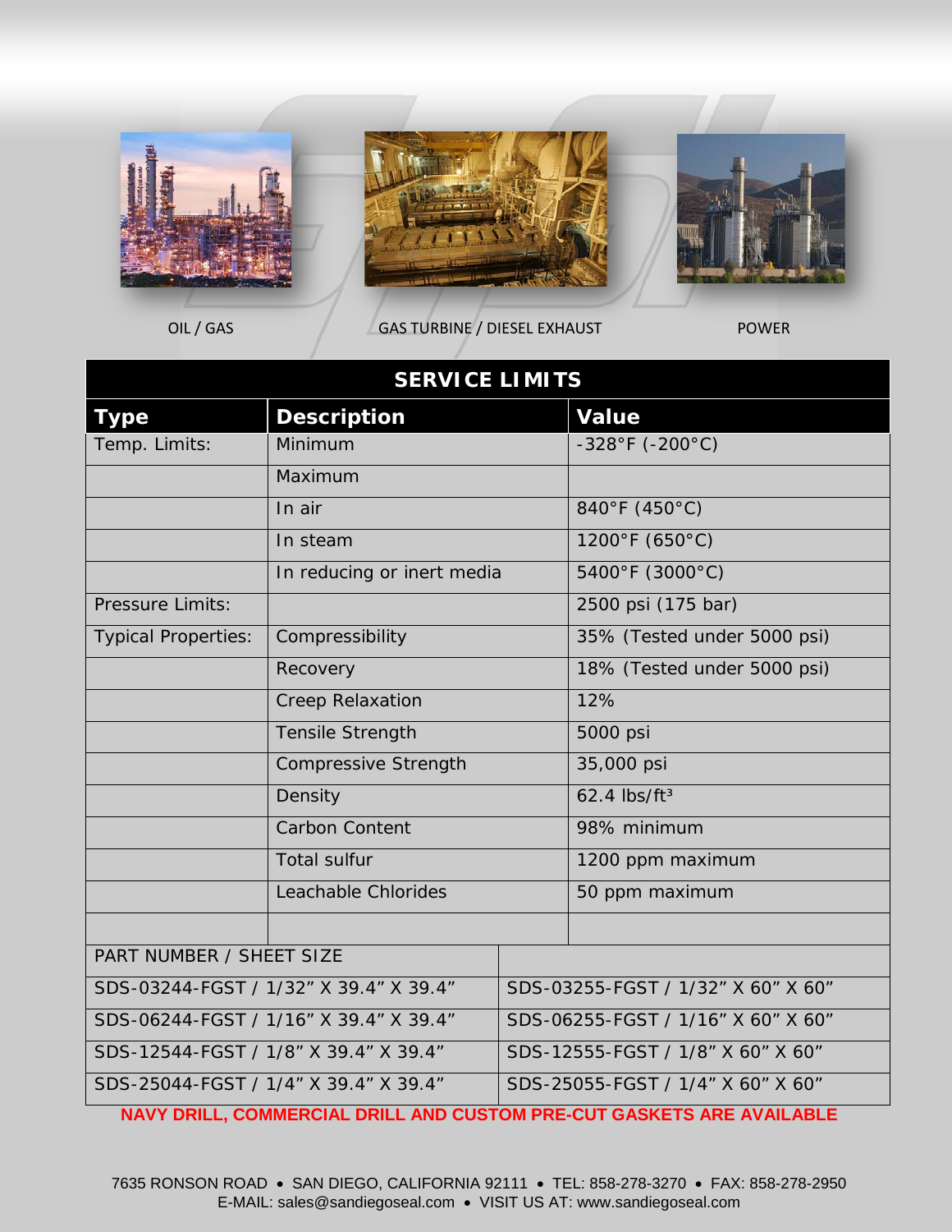OIL / GAS

GAS TURBINE / DIESEL EXHAUST

POWER

| SERVICE LIMITS | | |
|---|---|---|
| **Type** | **Description** | **Value** |
| Temp. Limits: | Minimum | -328°F (-200°C) |
| | Maximum | |
| | In air | 840°F (450°C) |
| | In steam | 1200°F (650°C) |
| | In reducing or inert media | 5400°F (3000°C) |
| Pressure Limits: | | 2500 psi (175 bar) |
| Typical Properties: | Compressibility | 35% (Tested under 5000 psi) |
| | Recovery | 18% (Tested under 5000 psi) |
| | Creep Relaxation | 12% |
| | Tensile Strength | 5000 psi |
| | Compressive Strength | 35,000 psi |
| | Density | 62.4 lbs/ft$^3$ |
| | Carbon Content | 98% minimum |
| | Total sulfur | 1200 ppm maximum |
| | Leachable Chlorides | 50 ppm maximum |

| PART NUMBER / SHEET SIZE | |
|---|---|
| SDS-03244-FGST / 1/32” X 39.4” X 39.4” | SDS-03255-FGST / 1/32” X 60” X 60” |
| SDS-06244-FGST / 1/16” X 39.4” X 39.4” | SDS-06255-FGST / 1/16” X 60” X 60” |
| SDS-12544-FGST / 1/8” X 39.4” X 39.4” | SDS-12555-FGST / 1/8” X 60” X 60” |
| SDS-25044-FGST / 1/4” X 39.4” X 39.4” | SDS-25055-FGST / 1/4” X 60” X 60” |

**NAVY DRILL, COMMERCIAL DRILL AND CUSTOM PRE-CUT GASKETS ARE AVAILABLE**

7635 RONSON ROAD • SAN DIEGO, CALIFORNIA 92111 • TEL: 858-278-3270 • FAX: 858-278-2950
E-MAIL: sales@sandiegoseal.com • VISIT US AT: www.sandiegoseal.com